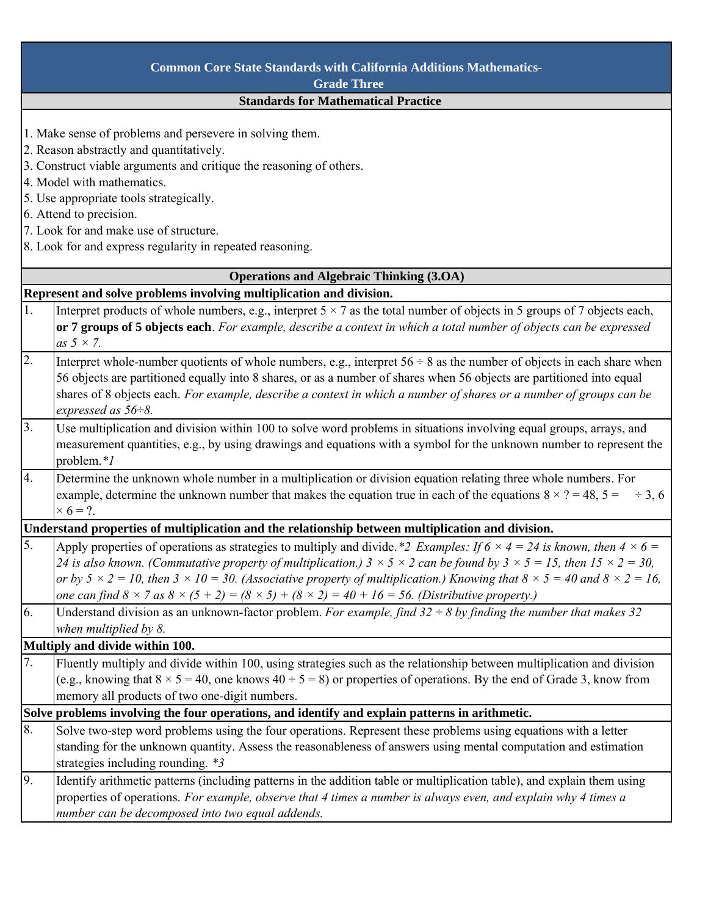# Common Core State Standards with California Additions Mathematics- Grade Three

## Standards for Mathematical Practice

1. Make sense of problems and persevere in solving them.
2. Reason abstractly and quantitatively.
3. Construct viable arguments and critique the reasoning of others.
4. Model with mathematics.
5. Use appropriate tools strategically.
6. Attend to precision.
7. Look for and make use of structure.
8. Look for and express regularity in repeated reasoning.

## Operations and Algebraic Thinking (3.OA)

### Represent and solve problems involving multiplication and division.

| | |
|---|---|
| 1. | Interpret products of whole numbers, e.g., interpret $5 \times 7$ as the total number of objects in 5 groups of 7 objects each, **or 7 groups of 5 objects each**. *For example, describe a context in which a total number of objects can be expressed as $5 \times 7$.* |
| 2. | Interpret whole-number quotients of whole numbers, e.g., interpret $56 \div 8$ as the number of objects in each share when 56 objects are partitioned equally into 8 shares, or as a number of shares when 56 objects are partitioned into equal shares of 8 objects each. *For example, describe a context in which a number of shares or a number of groups can be expressed as $56 \div 8$.* |
| 3. | Use multiplication and division within 100 to solve word problems in situations involving equal groups, arrays, and measurement quantities, e.g., by using drawings and equations with a symbol for the unknown number to represent the problem.*1 |
| 4. | Determine the unknown whole number in a multiplication or division equation relating three whole numbers. For example, determine the unknown number that makes the equation true in each of the equations $8 \times ? = 48$, $5 = \_ \div 3$, $6 \times 6 = ?$. |

### Understand properties of multiplication and the relationship between multiplication and division.

| | |
|---|---|
| 5. | Apply properties of operations as strategies to multiply and divide.*2 *Examples: If $6 \times 4 = 24$ is known, then $4 \times 6 = 24$ is also known. (Commutative property of multiplication.) $3 \times 5 \times 2$ can be found by $3 \times 5 = 15$, then $15 \times 2 = 30$, or by $5 \times 2 = 10$, then $3 \times 10 = 30$. (Associative property of multiplication.) Knowing that $8 \times 5 = 40$ and $8 \times 2 = 16$, one can find $8 \times 7$ as $8 \times (5 + 2) = (8 \times 5) + (8 \times 2) = 40 + 16 = 56$. (Distributive property.)* |
| 6. | Understand division as an unknown-factor problem. *For example, find $32 \div 8$ by finding the number that makes 32 when multiplied by 8.* |

### Multiply and divide within 100.

| | |
|---|---|
| 7. | Fluently multiply and divide within 100, using strategies such as the relationship between multiplication and division (e.g., knowing that $8 \times 5 = 40$, one knows $40 \div 5 = 8$) or properties of operations. By the end of Grade 3, know from memory all products of two one-digit numbers. |

### Solve problems involving the four operations, and identify and explain patterns in arithmetic.

| | |
|---|---|
| 8. | Solve two-step word problems using the four operations. Represent these problems using equations with a letter standing for the unknown quantity. Assess the reasonableness of answers using mental computation and estimation strategies including rounding. *3 |
| 9. | Identify arithmetic patterns (including patterns in the addition table or multiplication table), and explain them using properties of operations. *For example, observe that 4 times a number is always even, and explain why 4 times a number can be decomposed into two equal addends.* |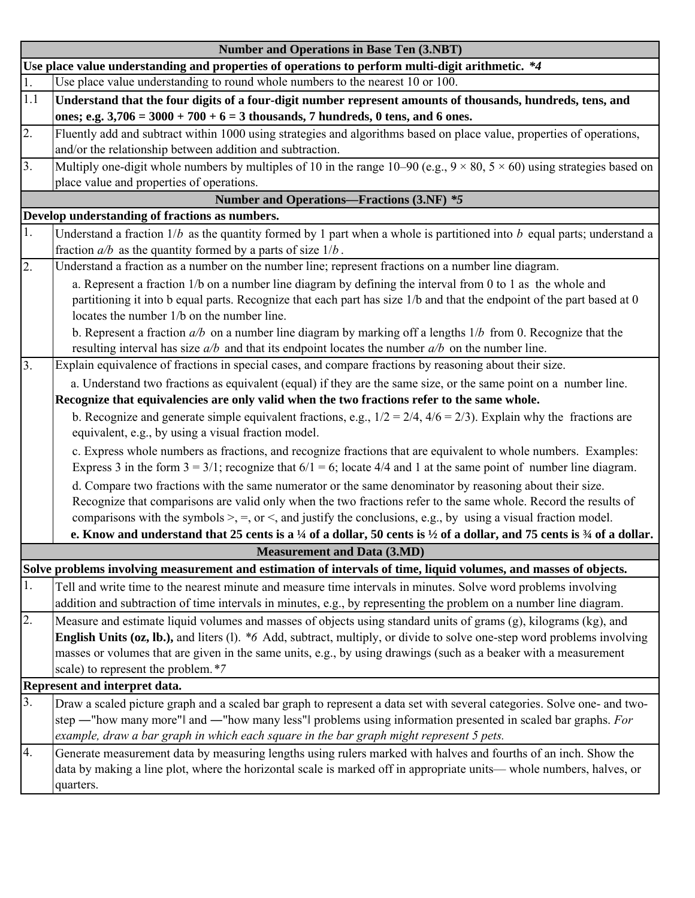| | Number and Operations in Base Ten (3.NBT) |
|---|---|
| **Use place value understanding and properties of operations to perform multi-digit arithmetic.** ***4*** | |
| 1. | Use place value understanding to round whole numbers to the nearest 10 or 100. |
| 1.1 | **Understand that the four digits of a four-digit number represent amounts of thousands, hundreds, tens, and ones; e.g. 3,706 = 3000 + 700 + 6 = 3 thousands, 7 hundreds, 0 tens, and 6 ones.** |
| 2. | Fluently add and subtract within 1000 using strategies and algorithms based on place value, properties of operations, and/or the relationship between addition and subtraction. |
| 3. | Multiply one-digit whole numbers by multiples of 10 in the range 10–90 (e.g., $9 \times 80$, $5 \times 60$) using strategies based on place value and properties of operations. |
| | **Number and Operations—Fractions (3.NF)** ***5*** |
| **Develop understanding of fractions as numbers.** | |
| 1. | Understand a fraction $1/b$ as the quantity formed by 1 part when a whole is partitioned into $b$ equal parts; understand a fraction $a/b$ as the quantity formed by a parts of size $1/b$. |
| 2. | Understand a fraction as a number on the number line; represent fractions on a number line diagram.<br>a. Represent a fraction 1/b on a number line diagram by defining the interval from 0 to 1 as the whole and partitioning it into b equal parts. Recognize that each part has size 1/b and that the endpoint of the part based at 0 locates the number 1/b on the number line.<br>b. Represent a fraction $a/b$ on a number line diagram by marking off a lengths $1/b$ from 0. Recognize that the resulting interval has size $a/b$ and that its endpoint locates the number $a/b$ on the number line. |
| 3. | Explain equivalence of fractions in special cases, and compare fractions by reasoning about their size.<br>a. Understand two fractions as equivalent (equal) if they are the same size, or the same point on a number line. **Recognize that equivalencies are only valid when the two fractions refer to the same whole.**<br>b. Recognize and generate simple equivalent fractions, e.g., 1/2 = 2/4, 4/6 = 2/3). Explain why the fractions are equivalent, e.g., by using a visual fraction model.<br>c. Express whole numbers as fractions, and recognize fractions that are equivalent to whole numbers. Examples: Express 3 in the form 3 = 3/1; recognize that 6/1 = 6; locate 4/4 and 1 at the same point of number line diagram.<br>d. Compare two fractions with the same numerator or the same denominator by reasoning about their size. Recognize that comparisons are valid only when the two fractions refer to the same whole. Record the results of comparisons with the symbols >, =, or <, and justify the conclusions, e.g., by using a visual fraction model.<br>**e. Know and understand that 25 cents is a ¼ of a dollar, 50 cents is ½ of a dollar, and 75 cents is ¾ of a dollar.** |
| | **Measurement and Data (3.MD)** |
| **Solve problems involving measurement and estimation of intervals of time, liquid volumes, and masses of objects.** | |
| 1. | Tell and write time to the nearest minute and measure time intervals in minutes. Solve word problems involving addition and subtraction of time intervals in minutes, e.g., by representing the problem on a number line diagram. |
| 2. | Measure and estimate liquid volumes and masses of objects using standard units of grams (g), kilograms (kg), and **English Units (oz, lb.),** and liters (l). *\*6* Add, subtract, multiply, or divide to solve one-step word problems involving masses or volumes that are given in the same units, e.g., by using drawings (such as a beaker with a measurement scale) to represent the problem. *7 |
| **Represent and interpret data.** | |
| 3. | Draw a scaled picture graph and a scaled bar graph to represent a data set with several categories. Solve one- and two-step ―"how many more"‖ and ―"how many less"‖ problems using information presented in scaled bar graphs. *For example, draw a bar graph in which each square in the bar graph might represent 5 pets.* |
| 4. | Generate measurement data by measuring lengths using rulers marked with halves and fourths of an inch. Show the data by making a line plot, where the horizontal scale is marked off in appropriate units— whole numbers, halves, or quarters. |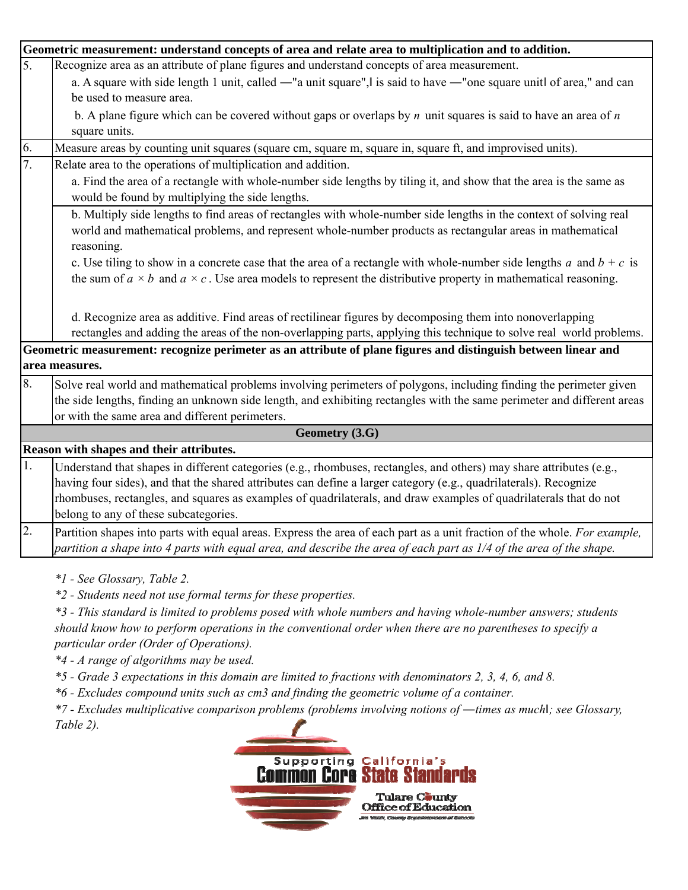| | |
|---|---|
| **Geometric measurement: understand concepts of area and relate area to multiplication and to addition.** | |
| 5. | Recognize area as an attribute of plane figures and understand concepts of area measurement.<br>a. A square with side length 1 unit, called ―"a unit square",‖ is said to have ―"one square unit‖ of area," and can be used to measure area.<br>b. A plane figure which can be covered without gaps or overlaps by $n$ unit squares is said to have an area of $n$ square units. |
| 6. | Measure areas by counting unit squares (square cm, square m, square in, square ft, and improvised units). |
| 7. | Relate area to the operations of multiplication and addition.<br>a. Find the area of a rectangle with whole-number side lengths by tiling it, and show that the area is the same as would be found by multiplying the side lengths. |
| | b. Multiply side lengths to find areas of rectangles with whole-number side lengths in the context of solving real world and mathematical problems, and represent whole-number products as rectangular areas in mathematical reasoning.<br>c. Use tiling to show in a concrete case that the area of a rectangle with whole-number side lengths $a$ and $b + c$ is the sum of $a \times b$ and $a \times c$. Use area models to represent the distributive property in mathematical reasoning.<br>d. Recognize area as additive. Find areas of rectilinear figures by decomposing them into nonoverlapping rectangles and adding the areas of the non-overlapping parts, applying this technique to solve real world problems. |
| **Geometric measurement: recognize perimeter as an attribute of plane figures and distinguish between linear and area measures.** | |
| 8. | Solve real world and mathematical problems involving perimeters of polygons, including finding the perimeter given the side lengths, finding an unknown side length, and exhibiting rectangles with the same perimeter and different areas or with the same area and different perimeters. |
| **Geometry (3.G)** | |
| **Reason with shapes and their attributes.** | |
| 1. | Understand that shapes in different categories (e.g., rhombuses, rectangles, and others) may share attributes (e.g., having four sides), and that the shared attributes can define a larger category (e.g., quadrilaterals). Recognize rhombuses, rectangles, and squares as examples of quadrilaterals, and draw examples of quadrilaterals that do not belong to any of these subcategories. |
| 2. | Partition shapes into parts with equal areas. Express the area of each part as a unit fraction of the whole. *For example, partition a shape into 4 parts with equal area, and describe the area of each part as 1/4 of the area of the shape.* |

*\*1 - See Glossary, Table 2.*

*\*2 - Students need not use formal terms for these properties.*

*\*3 - This standard is limited to problems posed with whole numbers and having whole-number answers; students should know how to perform operations in the conventional order when there are no parentheses to specify a particular order (Order of Operations).*

*\*4 - A range of algorithms may be used.*

*\*5 - Grade 3 expectations in this domain are limited to fractions with denominators 2, 3, 4, 6, and 8.*

*\*6 - Excludes compound units such as cm3 and finding the geometric volume of a container.*

*\*7 - Excludes multiplicative comparison problems (problems involving notions of ―times as much‖; see Glossary, Table 2).*

Supporting California's Common Core State Standards

Tulare County Office of Education